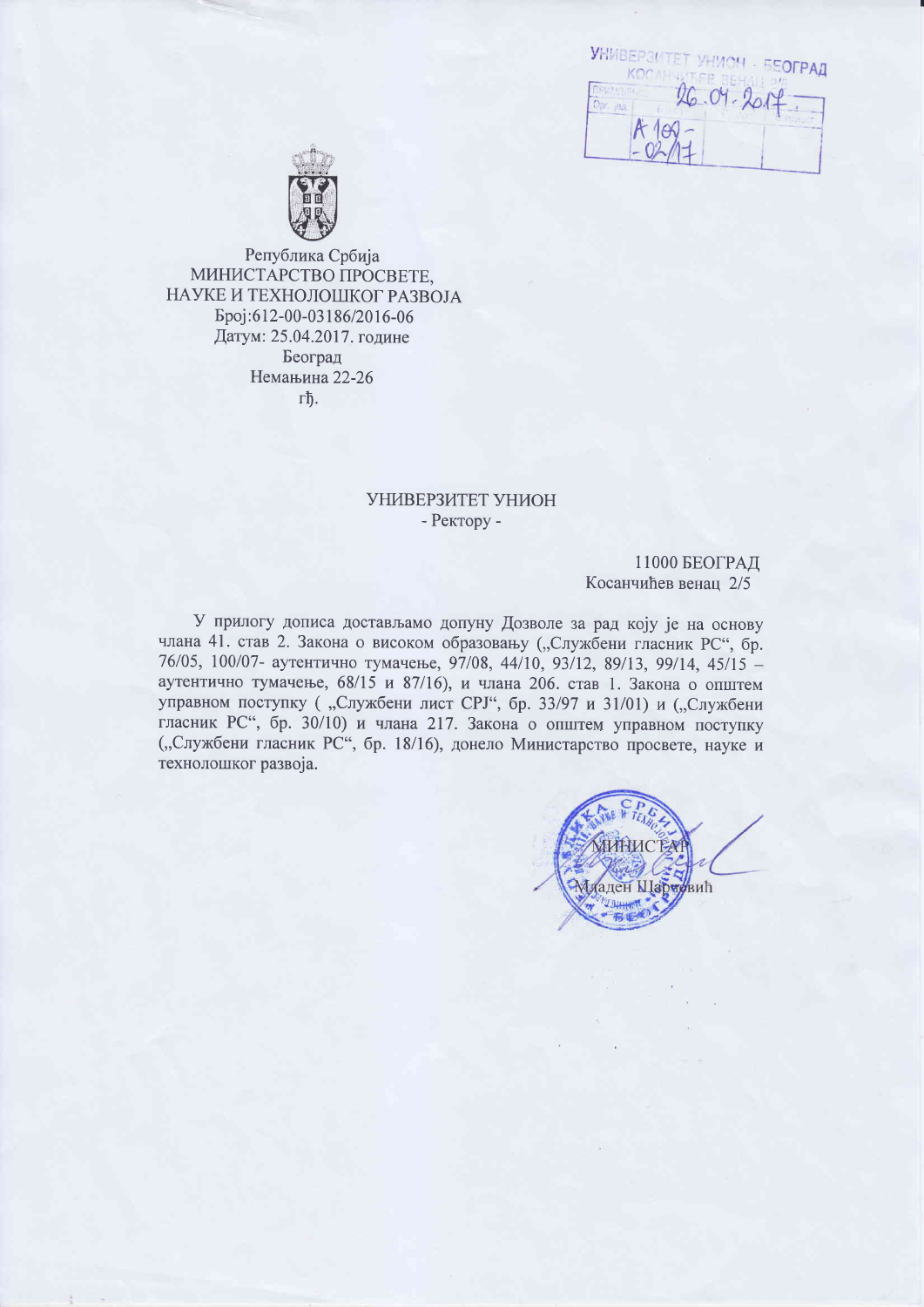УНИВЕРЗИТЕТ УНИОН - БЕОГРАД
КОСАНЧИЋЕВ ВЕНАЦ 2/5
Примљено: 26.04.2017.
А 109-02/17

Република Србија
МИНИСТАРСТВО ПРОСВЕТЕ,
НАУКЕ И ТЕХНОЛОШКОГ РАЗВОЈА
Број:612-00-03186/2016-06
Датум: 25.04.2017. године
Београд
Немањина 22-26
гђ.

УНИВЕРЗИТЕТ УНИОН
- Ректору -

11000 БЕОГРАД
Косанчићев венац 2/5

У прилогу дописа достављамо допуну Дозволе за рад коју је на основу члана 41. став 2. Закона о високом образовању („Службени гласник РС", бр. 76/05, 100/07- аутентично тумачење, 97/08, 44/10, 93/12, 89/13, 99/14, 45/15 – аутентично тумачење, 68/15 и 87/16), и члана 206. став 1. Закона о општем управном поступку ( „Службени лист СРЈ", бр. 33/97 и 31/01) и („Службени гласник РС", бр. 30/10) и члана 217. Закона о општем управном поступку („Службени гласник РС", бр. 18/16), донело Министарство просвете, науке и технолошког развоја.

МИНИСТАР
Младен Шарчевић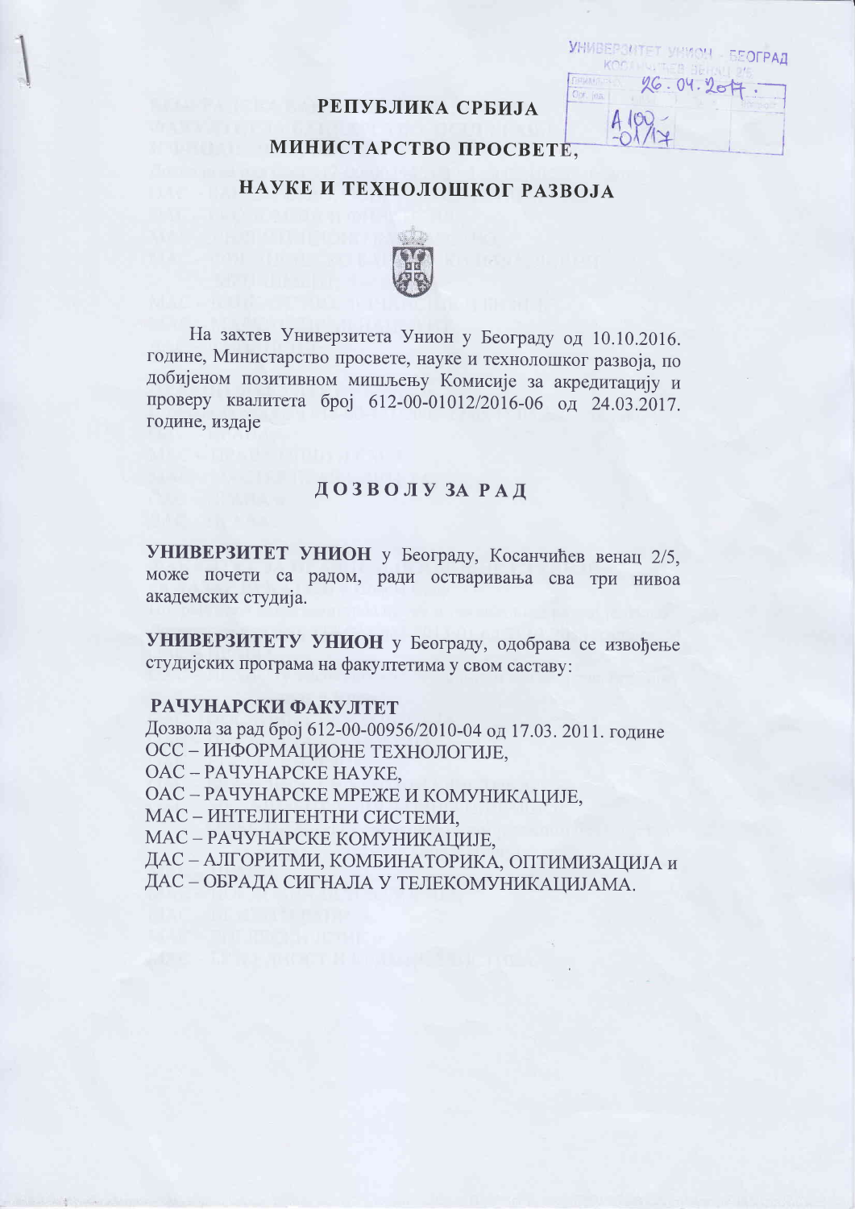УНИВЕРЗИТЕТ УНИОН - БЕОГРАД
КОСАНЧИЋЕВ ВЕНАЦ 2/5
Примљено: 26. 04. 2017.
Орг. јед. A 100-01/17

## РЕПУБЛИКА СРБИЈА

## МИНИСТАРСТВО ПРОСВЕТЕ, НАУКЕ И ТЕХНОЛОШКОГ РАЗВОЈА

На захтев Универзитета Унион у Београду од 10.10.2016. године, Министарство просвете, науке и технолошког развоја, по добијеном позитивном мишљењу Комисије за акредитацију и проверу квалитета број 612-00-01012/2016-06 од 24.03.2017. године, издаје

## ДОЗВОЛУ ЗА РАД

**УНИВЕРЗИТЕТ УНИОН** у Београду, Косанчићев венац 2/5, може почети са радом, ради остваривања сва три нивоа академских студија.

**УНИВЕРЗИТЕТУ УНИОН** у Београду, одобрава се извођење студијских програма на факултетима у свом саставу:

**РАЧУНАРСКИ ФАКУЛТЕТ**

Дозвола за рад број 612-00-00956/2010-04 од 17.03. 2011. године

ОСС – ИНФОРМАЦИОНЕ ТЕХНОЛОГИЈЕ,
ОАС – РАЧУНАРСКЕ НАУКЕ,
ОАС – РАЧУНАРСКЕ МРЕЖЕ И КОМУНИКАЦИЈЕ,
МАС – ИНТЕЛИГЕНТНИ СИСТЕМИ,
МАС – РАЧУНАРСКЕ КОМУНИКАЦИЈЕ,
ДАС – АЛГОРИТМИ, КОМБИНАТОРИКА, ОПТИМИЗАЦИЈА и
ДАС – ОБРАДА СИГНАЛА У ТЕЛЕКОМУНИКАЦИЈАМА.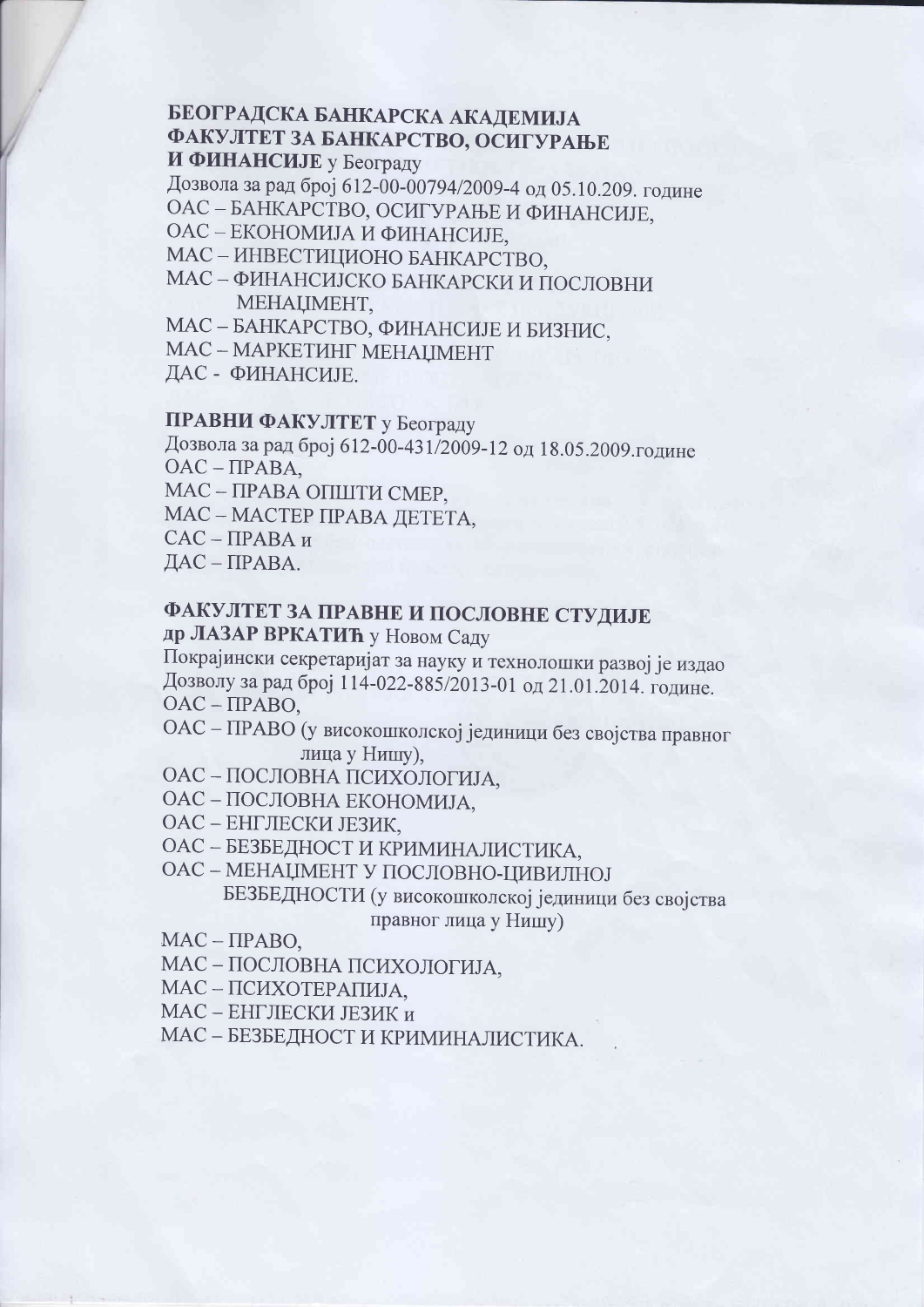**БЕОГРАДСКА БАНКАРСКА АКАДЕМИЈА**
**ФАКУЛТЕТ ЗА БАНКАРСТВО, ОСИГУРАЊЕ**
**И ФИНАНСИЈЕ** у Београду

Дозвола за рад број 612-00-00794/2009-4 од 05.10.209. године
ОАС – БАНКАРСТВО, ОСИГУРАЊЕ И ФИНАНСИЈЕ,
ОАС – ЕКОНОМИЈА И ФИНАНСИЈЕ,
МАС – ИНВЕСТИЦИОНО БАНКАРСТВО,
МАС – ФИНАНСИЈСКО БАНКАРСКИ И ПОСЛОВНИ МЕНАЏМЕНТ,
МАС – БАНКАРСТВО, ФИНАНСИЈЕ И БИЗНИС,
МАС – МАРКЕТИНГ МЕНАЏМЕНТ
ДАС - ФИНАНСИЈЕ.

**ПРАВНИ ФАКУЛТЕТ** у Београду

Дозвола за рад број 612-00-431/2009-12 од 18.05.2009.године
ОАС – ПРАВА,
МАС – ПРАВА ОПШТИ СМЕР,
МАС – МАСТЕР ПРАВА ДЕТЕТА,
САС – ПРАВА и
ДАС – ПРАВА.

**ФАКУЛТЕТ ЗА ПРАВНЕ И ПОСЛОВНЕ СТУДИЈЕ**
**др ЛАЗАР ВРКАТИЋ** у Новом Саду

Покрајински секретаријат за науку и технолошки развој је издао Дозволу за рад број 114-022-885/2013-01 од 21.01.2014. године.
ОАС – ПРАВО,
ОАС – ПРАВО (у високошколској јединици без својства правног лица у Нишу),
ОАС – ПОСЛОВНА ПСИХОЛОГИЈА,
ОАС – ПОСЛОВНА ЕКОНОМИЈА,
ОАС – ЕНГЛЕСКИ ЈЕЗИК,
ОАС – БЕЗБЕДНОСТ И КРИМИНАЛИСТИКА,
ОАС – МЕНАЏМЕНТ У ПОСЛОВНО-ЦИВИЛНОЈ БЕЗБЕДНОСТИ (у високошколској јединици без својства правног лица у Нишу)
МАС – ПРАВО,
МАС – ПОСЛОВНА ПСИХОЛОГИЈА,
МАС – ПСИХОТЕРАПИЈА,
МАС – ЕНГЛЕСКИ ЈЕЗИК и
МАС – БЕЗБЕДНОСТ И КРИМИНАЛИСТИКА.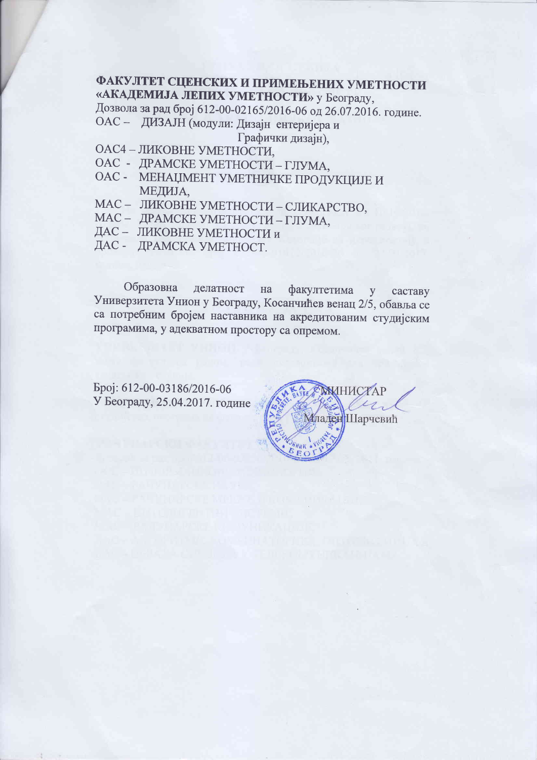**ФАКУЛТЕТ СЦЕНСКИХ И ПРИМЕЊЕНИХ УМЕТНОСТИ «АКАДЕМИЈА ЛЕПИХ УМЕТНОСТИ»** у Београду,

Дозвола за рад број 612-00-02165/2016-06 од 26.07.2016. године.

ОАС – ДИЗАЈН (модули: Дизајн ентеријера и Графички дизајн),

ОАС4 – ЛИКОВНЕ УМЕТНОСТИ,

ОАС - ДРАМСКЕ УМЕТНОСТИ – ГЛУМА,

ОАС - МЕНАЏМЕНТ УМЕТНИЧКЕ ПРОДУКЦИЈЕ И МЕДИЈА,

МАС – ЛИКОВНЕ УМЕТНОСТИ – СЛИКАРСТВО,

МАС – ДРАМСКЕ УМЕТНОСТИ – ГЛУМА,

ДАС – ЛИКОВНЕ УМЕТНОСТИ и

ДАС - ДРАМСКА УМЕТНОСТ.

Образовна делатност на факултетима у саставу Универзитета Унион у Београду, Косанчићев венац 2/5, обавља се са потребним бројем наставника на акредитованим студијским програмима, у адекватном простору са опремом.

Број: 612-00-03186/2016-06

У Београду, 25.04.2017. године

МИНИСТАР

Младен Шарчевић